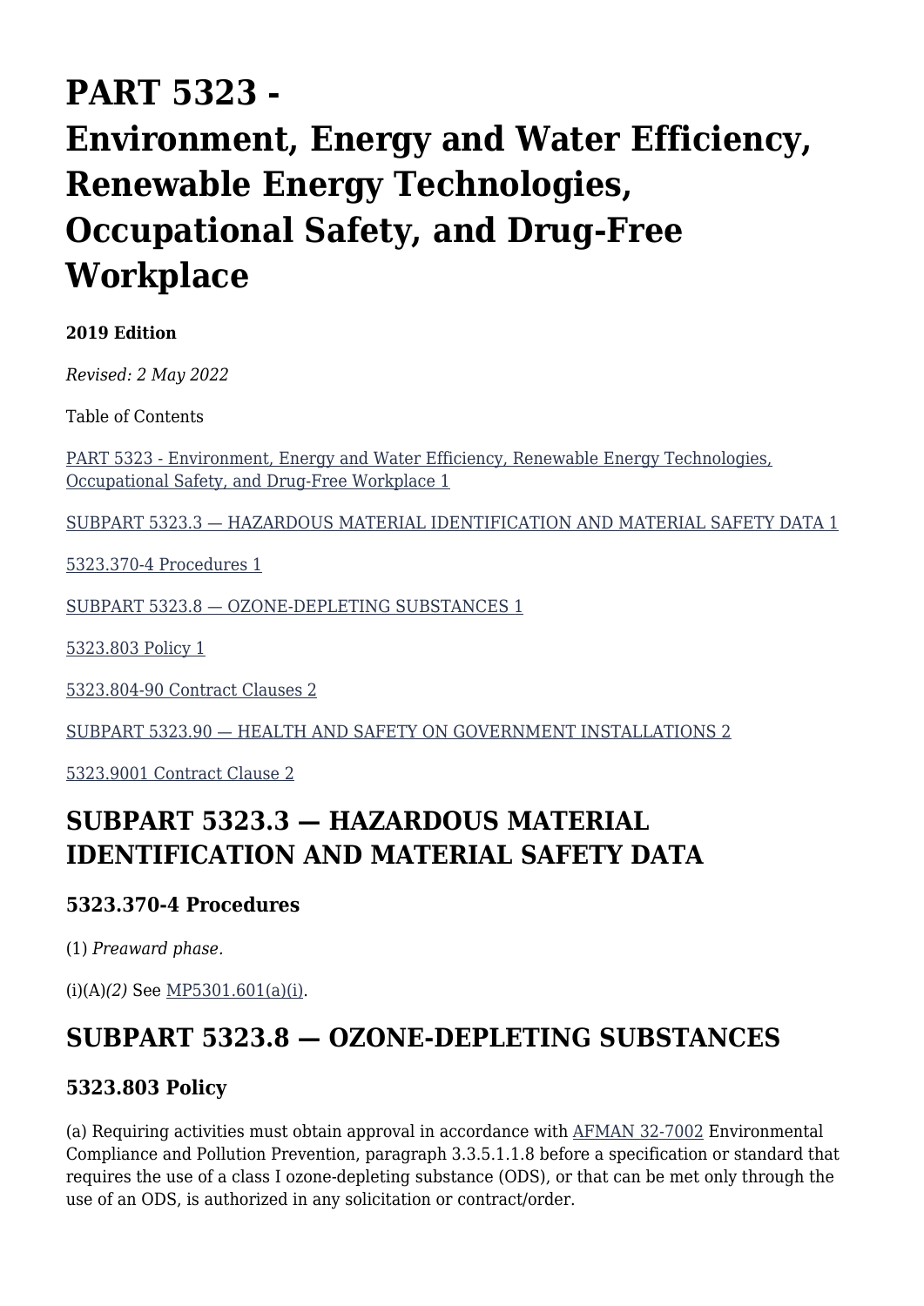# PART 5323 - Environment, Energy and Water Efficiency, Renewable Energy Technologies, Occupational Safety, and Drug-Free Workplace

**2019 Edition**

*Revised: 2 May 2022*

Table of Contents

[PART 5323 - Environment, Energy and Water Efficiency, Renewable Energy Technologies, Occupational Safety, and Drug-Free Workplace 1]()

[SUBPART 5323.3 — HAZARDOUS MATERIAL IDENTIFICATION AND MATERIAL SAFETY DATA 1]()

[5323.370-4 Procedures 1]()

[SUBPART 5323.8 — OZONE-DEPLETING SUBSTANCES 1]()

[5323.803 Policy 1]()

[5323.804-90 Contract Clauses 2]()

[SUBPART 5323.90 — HEALTH AND SAFETY ON GOVERNMENT INSTALLATIONS 2]()

[5323.9001 Contract Clause 2]()

## SUBPART 5323.3 — HAZARDOUS MATERIAL IDENTIFICATION AND MATERIAL SAFETY DATA

### 5323.370-4 Procedures

(1) *Preaward phase.*

(i)(A)*(2)* See [MP5301.601(a)(i)]().

## SUBPART 5323.8 — OZONE-DEPLETING SUBSTANCES

### 5323.803 Policy

(a) Requiring activities must obtain approval in accordance with [AFMAN 32-7002]() Environmental Compliance and Pollution Prevention, paragraph 3.3.5.1.1.8 before a specification or standard that requires the use of a class I ozone-depleting substance (ODS), or that can be met only through the use of an ODS, is authorized in any solicitation or contract/order.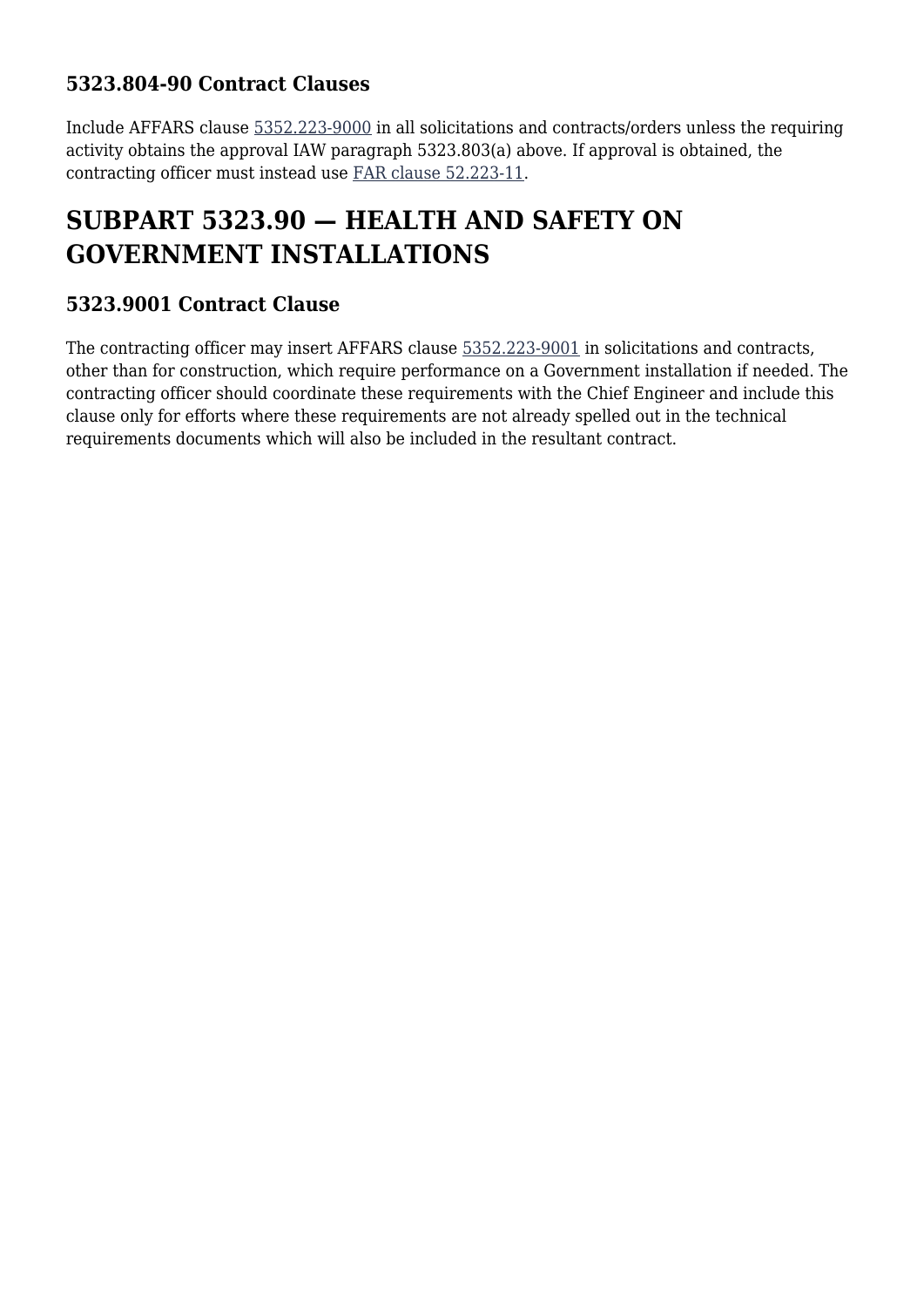### 5323.804-90 Contract Clauses

Include AFFARS clause 5352.223-9000 in all solicitations and contracts/orders unless the requiring activity obtains the approval IAW paragraph 5323.803(a) above. If approval is obtained, the contracting officer must instead use FAR clause 52.223-11.

## SUBPART 5323.90 — HEALTH AND SAFETY ON GOVERNMENT INSTALLATIONS

### 5323.9001 Contract Clause

The contracting officer may insert AFFARS clause 5352.223-9001 in solicitations and contracts, other than for construction, which require performance on a Government installation if needed. The contracting officer should coordinate these requirements with the Chief Engineer and include this clause only for efforts where these requirements are not already spelled out in the technical requirements documents which will also be included in the resultant contract.